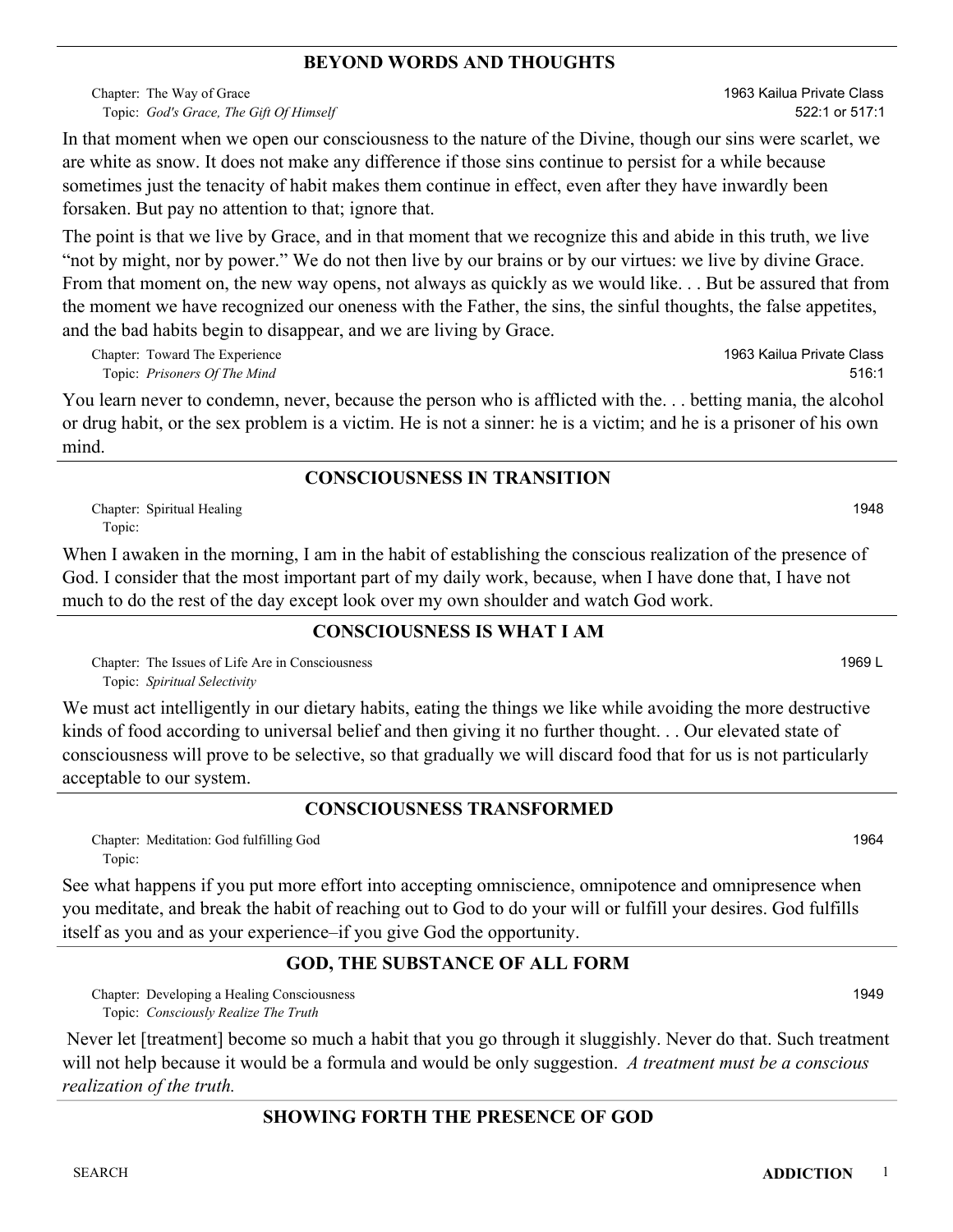## BEYOND WORDS AND THOUGHTS

Chapter: The Way of Grace
Topic: *God's Grace, The Gift Of Himself*

1963 Kailua Private Class
522:1 or 517:1

In that moment when we open our consciousness to the nature of the Divine, though our sins were scarlet, we are white as snow. It does not make any difference if those sins continue to persist for a while because sometimes just the tenacity of habit makes them continue in effect, even after they have inwardly been forsaken. But pay no attention to that; ignore that.

The point is that we live by Grace, and in that moment that we recognize this and abide in this truth, we live "not by might, nor by power." We do not then live by our brains or by our virtues: we live by divine Grace. From that moment on, the new way opens, not always as quickly as we would like. . . But be assured that from the moment we have recognized our oneness with the Father, the sins, the sinful thoughts, the false appetites, and the bad habits begin to disappear, and we are living by Grace.

Chapter: Toward The Experience
Topic: *Prisoners Of The Mind*

1963 Kailua Private Class
516:1

You learn never to condemn, never, because the person who is afflicted with the. . . betting mania, the alcohol or drug habit, or the sex problem is a victim. He is not a sinner: he is a victim; and he is a prisoner of his own mind.

## CONSCIOUSNESS IN TRANSITION

Chapter: Spiritual Healing
Topic:

1948

When I awaken in the morning, I am in the habit of establishing the conscious realization of the presence of God. I consider that the most important part of my daily work, because, when I have done that, I have not much to do the rest of the day except look over my own shoulder and watch God work.

## CONSCIOUSNESS IS WHAT I AM

Chapter: The Issues of Life Are in Consciousness
Topic: *Spiritual Selectivity*

1969 L

We must act intelligently in our dietary habits, eating the things we like while avoiding the more destructive kinds of food according to universal belief and then giving it no further thought. . . Our elevated state of consciousness will prove to be selective, so that gradually we will discard food that for us is not particularly acceptable to our system.

## CONSCIOUSNESS TRANSFORMED

Chapter: Meditation: God fulfilling God
Topic:

1964

See what happens if you put more effort into accepting omniscience, omnipotence and omnipresence when you meditate, and break the habit of reaching out to God to do your will or fulfill your desires. God fulfills itself as you and as your experience–if you give God the opportunity.

## GOD, THE SUBSTANCE OF ALL FORM

Chapter: Developing a Healing Consciousness
Topic: *Consciously Realize The Truth*

1949

Never let [treatment] become so much a habit that you go through it sluggishly. Never do that. Such treatment will not help because it would be a formula and would be only suggestion. *A treatment must be a conscious realization of the truth.*

## SHOWING FORTH THE PRESENCE OF GOD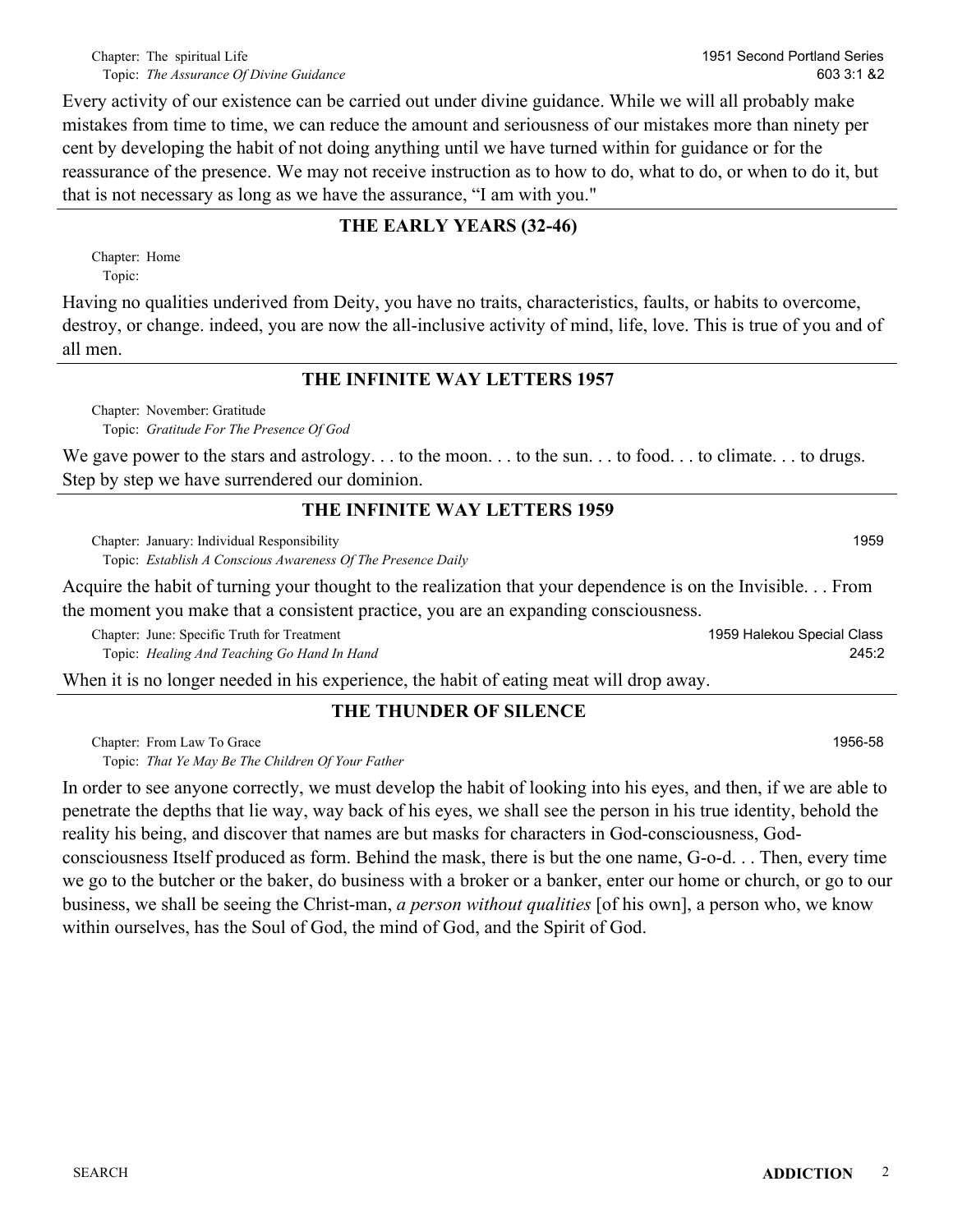Chapter: The spiritual Life
Topic: *The Assurance Of Divine Guidance*

1951 Second Portland Series
603 3:1 &2

Every activity of our existence can be carried out under divine guidance. While we will all probably make mistakes from time to time, we can reduce the amount and seriousness of our mistakes more than ninety per cent by developing the habit of not doing anything until we have turned within for guidance or for the reassurance of the presence. We may not receive instruction as to how to do, what to do, or when to do it, but that is not necessary as long as we have the assurance, "I am with you."

## THE EARLY YEARS (32-46)

Chapter: Home
Topic:

Having no qualities underived from Deity, you have no traits, characteristics, faults, or habits to overcome, destroy, or change. indeed, you are now the all-inclusive activity of mind, life, love. This is true of you and of all men.

## THE INFINITE WAY LETTERS 1957

Chapter: November: Gratitude
Topic: *Gratitude For The Presence Of God*

We gave power to the stars and astrology. . . to the moon. . . to the sun. . . to food. . . to climate. . . to drugs. Step by step we have surrendered our dominion.

## THE INFINITE WAY LETTERS 1959

Chapter: January: Individual Responsibility
Topic: *Establish A Conscious Awareness Of The Presence Daily*

1959

Acquire the habit of turning your thought to the realization that your dependence is on the Invisible. . . From the moment you make that a consistent practice, you are an expanding consciousness.

Chapter: June: Specific Truth for Treatment
Topic: *Healing And Teaching Go Hand In Hand*

1959 Halekou Special Class
245:2

When it is no longer needed in his experience, the habit of eating meat will drop away.

## THE THUNDER OF SILENCE

Chapter: From Law To Grace
Topic: *That Ye May Be The Children Of Your Father*

1956-58

In order to see anyone correctly, we must develop the habit of looking into his eyes, and then, if we are able to penetrate the depths that lie way, way back of his eyes, we shall see the person in his true identity, behold the reality his being, and discover that names are but masks for characters in God-consciousness, God-consciousness Itself produced as form. Behind the mask, there is but the one name, G-o-d. . . Then, every time we go to the butcher or the baker, do business with a broker or a banker, enter our home or church, or go to our business, we shall be seeing the Christ-man, *a person without qualities* [of his own], a person who, we know within ourselves, has the Soul of God, the mind of God, and the Spirit of God.